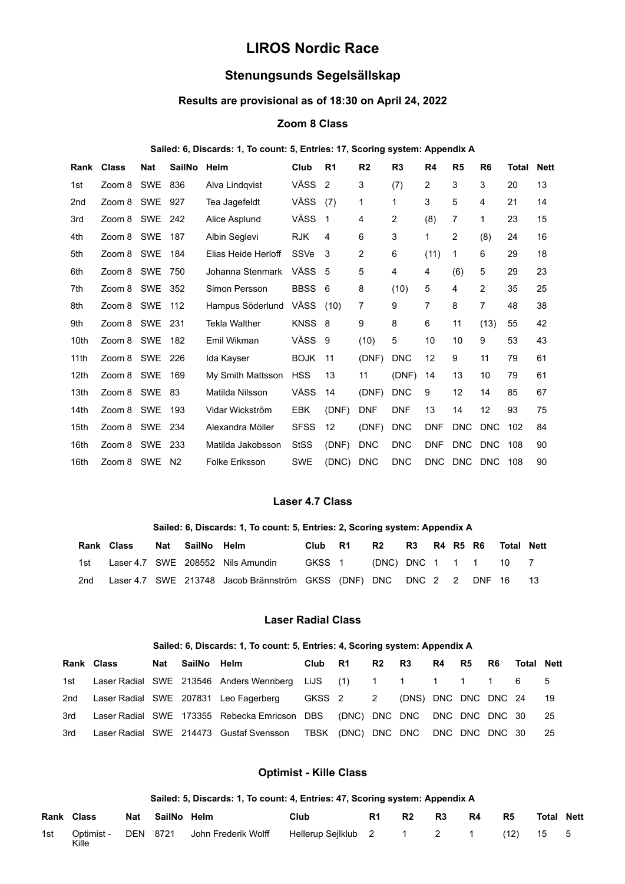# LIROS Nordic Race

## Stenungsunds Segelsällskap

### Results are provisional as of 18:30 on April 24, 2022

### Zoom 8 Class

**Sailed: 6, Discards: 1, To count: 5, Entries: 17, Scoring system: Appendix A**

| Rank | Class | Nat | SailNo | Helm | Club | R1 | R2 | R3 | R4 | R5 | R6 | Total | Nett |
|---|---|---|---|---|---|---|---|---|---|---|---|---|---|
| 1st | Zoom 8 | SWE | 836 | Alva Lindqvist | VÄSS | 2 | 3 | (7) | 2 | 3 | 3 | 20 | 13 |
| 2nd | Zoom 8 | SWE | 927 | Tea Jagefeldt | VÄSS | (7) | 1 | 1 | 3 | 5 | 4 | 21 | 14 |
| 3rd | Zoom 8 | SWE | 242 | Alice Asplund | VÄSS | 1 | 4 | 2 | (8) | 7 | 1 | 23 | 15 |
| 4th | Zoom 8 | SWE | 187 | Albin Seglevi | RJK | 4 | 6 | 3 | 1 | 2 | (8) | 24 | 16 |
| 5th | Zoom 8 | SWE | 184 | Elias Heide Herloff | SSVe | 3 | 2 | 6 | (11) | 1 | 6 | 29 | 18 |
| 6th | Zoom 8 | SWE | 750 | Johanna Stenmark | VÄSS | 5 | 5 | 4 | 4 | (6) | 5 | 29 | 23 |
| 7th | Zoom 8 | SWE | 352 | Simon Persson | BBSS | 6 | 8 | (10) | 5 | 4 | 2 | 35 | 25 |
| 8th | Zoom 8 | SWE | 112 | Hampus Söderlund | VÄSS | (10) | 7 | 9 | 7 | 8 | 7 | 48 | 38 |
| 9th | Zoom 8 | SWE | 231 | Tekla Walther | KNSS | 8 | 9 | 8 | 6 | 11 | (13) | 55 | 42 |
| 10th | Zoom 8 | SWE | 182 | Emil Wikman | VÄSS | 9 | (10) | 5 | 10 | 10 | 9 | 53 | 43 |
| 11th | Zoom 8 | SWE | 226 | Ida Kayser | BOJK | 11 | (DNF) | DNC | 12 | 9 | 11 | 79 | 61 |
| 12th | Zoom 8 | SWE | 169 | My Smith Mattsson | HSS | 13 | 11 | (DNF) | 14 | 13 | 10 | 79 | 61 |
| 13th | Zoom 8 | SWE | 83 | Matilda Nilsson | VÄSS | 14 | (DNF) | DNC | 9 | 12 | 14 | 85 | 67 |
| 14th | Zoom 8 | SWE | 193 | Vidar Wickström | EBK | (DNF) | DNF | DNF | 13 | 14 | 12 | 93 | 75 |
| 15th | Zoom 8 | SWE | 234 | Alexandra Möller | SFSS | 12 | (DNF) | DNC | DNF | DNC | DNC | 102 | 84 |
| 16th | Zoom 8 | SWE | 233 | Matilda Jakobsson | StSS | (DNF) | DNC | DNC | DNF | DNC | DNC | 108 | 90 |
| 16th | Zoom 8 | SWE | N2 | Folke Eriksson | SWE | (DNC) | DNC | DNC | DNC | DNC | DNC | 108 | 90 |

### Laser 4.7 Class

**Sailed: 6, Discards: 1, To count: 5, Entries: 2, Scoring system: Appendix A**

| Rank | Class | Nat | SailNo | Helm | Club | R1 | R2 | R3 | R4 | R5 | R6 | Total | Nett |
|---|---|---|---|---|---|---|---|---|---|---|---|---|---|
| 1st | Laser 4.7 | SWE | 208552 | Nils Amundin | GKSS | 1 | (DNC) | DNC | 1 | 1 | 1 | 10 | 7 |
| 2nd | Laser 4.7 | SWE | 213748 | Jacob Brännström | GKSS | (DNF) | DNC | DNC | 2 | 2 | DNF | 16 | 13 |

### Laser Radial Class

**Sailed: 6, Discards: 1, To count: 5, Entries: 4, Scoring system: Appendix A**

| Rank | Class | Nat | SailNo | Helm | Club | R1 | R2 | R3 | R4 | R5 | R6 | Total | Nett |
|---|---|---|---|---|---|---|---|---|---|---|---|---|---|
| 1st | Laser Radial | SWE | 213546 | Anders Wennberg | LiJS | (1) | 1 | 1 | 1 | 1 | 1 | 6 | 5 |
| 2nd | Laser Radial | SWE | 207831 | Leo Fagerberg | GKSS | 2 | 2 | (DNS) | DNC | DNC | DNC | 24 | 19 |
| 3rd | Laser Radial | SWE | 173355 | Rebecka Emricson | DBS | (DNC) | DNC | DNC | DNC | DNC | DNC | 30 | 25 |
| 3rd | Laser Radial | SWE | 214473 | Gustaf Svensson | TBSK | (DNC) | DNC | DNC | DNC | DNC | DNC | 30 | 25 |

### Optimist - Kille Class

**Sailed: 5, Discards: 1, To count: 4, Entries: 47, Scoring system: Appendix A**

| Rank | Class | Nat | SailNo | Helm | Club | R1 | R2 | R3 | R4 | R5 | Total | Nett |
|---|---|---|---|---|---|---|---|---|---|---|---|---|
| 1st | Optimist - Kille | DEN | 8721 | John Frederik Wolff | Hellerup Sejlklub | 2 | 1 | 2 | 1 | (12) | 15 | 5 |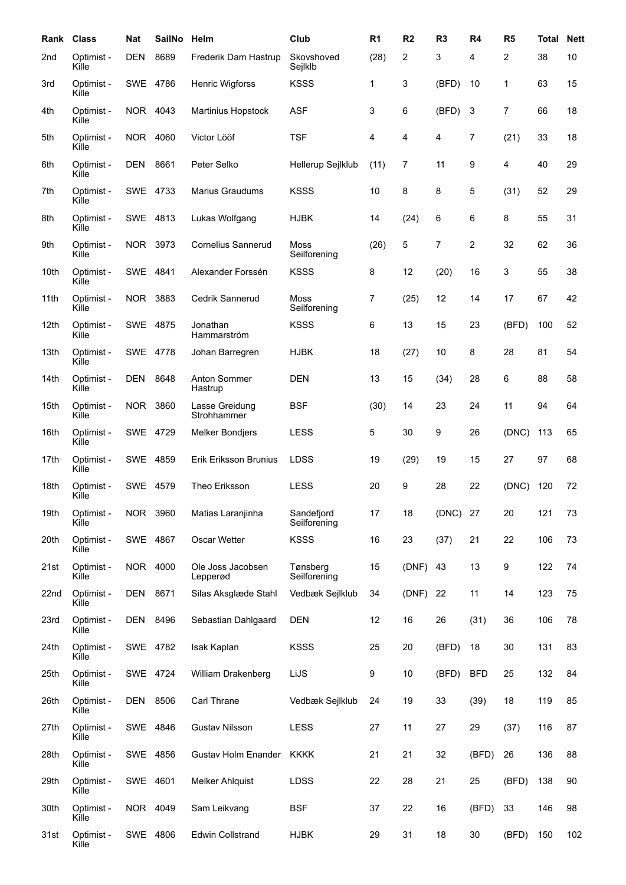| Rank | Class | Nat | SailNo | Helm | Club | R1 | R2 | R3 | R4 | R5 | Total | Nett |
|---|---|---|---|---|---|---|---|---|---|---|---|---|
| 2nd | Optimist - Kille | DEN | 8689 | Frederik Dam Hastrup | Skovshoved Sejlklb | (28) | 2 | 3 | 4 | 2 | 38 | 10 |
| 3rd | Optimist - Kille | SWE | 4786 | Henric Wigforss | KSSS | 1 | 3 | (BFD) | 10 | 1 | 63 | 15 |
| 4th | Optimist - Kille | NOR | 4043 | Martinius Hopstock | ASF | 3 | 6 | (BFD) | 3 | 7 | 66 | 18 |
| 5th | Optimist - Kille | NOR | 4060 | Victor Lööf | TSF | 4 | 4 | 4 | 7 | (21) | 33 | 18 |
| 6th | Optimist - Kille | DEN | 8661 | Peter Selko | Hellerup Sejlklub | (11) | 7 | 11 | 9 | 4 | 40 | 29 |
| 7th | Optimist - Kille | SWE | 4733 | Marius Graudums | KSSS | 10 | 8 | 8 | 5 | (31) | 52 | 29 |
| 8th | Optimist - Kille | SWE | 4813 | Lukas Wolfgang | HJBK | 14 | (24) | 6 | 6 | 8 | 55 | 31 |
| 9th | Optimist - Kille | NOR | 3973 | Cornelius Sannerud | Moss Seilforening | (26) | 5 | 7 | 2 | 32 | 62 | 36 |
| 10th | Optimist - Kille | SWE | 4841 | Alexander Forssén | KSSS | 8 | 12 | (20) | 16 | 3 | 55 | 38 |
| 11th | Optimist - Kille | NOR | 3883 | Cedrik Sannerud | Moss Seilforening | 7 | (25) | 12 | 14 | 17 | 67 | 42 |
| 12th | Optimist - Kille | SWE | 4875 | Jonathan Hammarström | KSSS | 6 | 13 | 15 | 23 | (BFD) | 100 | 52 |
| 13th | Optimist - Kille | SWE | 4778 | Johan Barregren | HJBK | 18 | (27) | 10 | 8 | 28 | 81 | 54 |
| 14th | Optimist - Kille | DEN | 8648 | Anton Sommer Hastrup | DEN | 13 | 15 | (34) | 28 | 6 | 88 | 58 |
| 15th | Optimist - Kille | NOR | 3860 | Lasse Greidung Strohhammer | BSF | (30) | 14 | 23 | 24 | 11 | 94 | 64 |
| 16th | Optimist - Kille | SWE | 4729 | Melker Bondjers | LESS | 5 | 30 | 9 | 26 | (DNC) | 113 | 65 |
| 17th | Optimist - Kille | SWE | 4859 | Erik Eriksson Brunius | LDSS | 19 | (29) | 19 | 15 | 27 | 97 | 68 |
| 18th | Optimist - Kille | SWE | 4579 | Theo Eriksson | LESS | 20 | 9 | 28 | 22 | (DNC) | 120 | 72 |
| 19th | Optimist - Kille | NOR | 3960 | Matias Laranjinha | Sandefjord Seilforening | 17 | 18 | (DNC) | 27 | 20 | 121 | 73 |
| 20th | Optimist - Kille | SWE | 4867 | Oscar Wetter | KSSS | 16 | 23 | (37) | 21 | 22 | 106 | 73 |
| 21st | Optimist - Kille | NOR | 4000 | Ole Joss Jacobsen Lepperød | Tønsberg Seilforening | 15 | (DNF) | 43 | 13 | 9 | 122 | 74 |
| 22nd | Optimist - Kille | DEN | 8671 | Silas Aksglæde Stahl | Vedbæk Sejlklub | 34 | (DNF) | 22 | 11 | 14 | 123 | 75 |
| 23rd | Optimist - Kille | DEN | 8496 | Sebastian Dahlgaard | DEN | 12 | 16 | 26 | (31) | 36 | 106 | 78 |
| 24th | Optimist - Kille | SWE | 4782 | Isak Kaplan | KSSS | 25 | 20 | (BFD) | 18 | 30 | 131 | 83 |
| 25th | Optimist - Kille | SWE | 4724 | William Drakenberg | LiJS | 9 | 10 | (BFD) | BFD | 25 | 132 | 84 |
| 26th | Optimist - Kille | DEN | 8506 | Carl Thrane | Vedbæk Sejlklub | 24 | 19 | 33 | (39) | 18 | 119 | 85 |
| 27th | Optimist - Kille | SWE | 4846 | Gustav Nilsson | LESS | 27 | 11 | 27 | 29 | (37) | 116 | 87 |
| 28th | Optimist - Kille | SWE | 4856 | Gustav Holm Enander | KKKK | 21 | 21 | 32 | (BFD) | 26 | 136 | 88 |
| 29th | Optimist - Kille | SWE | 4601 | Melker Ahlquist | LDSS | 22 | 28 | 21 | 25 | (BFD) | 138 | 90 |
| 30th | Optimist - Kille | NOR | 4049 | Sam Leikvang | BSF | 37 | 22 | 16 | (BFD) | 33 | 146 | 98 |
| 31st | Optimist - Kille | SWE | 4806 | Edwin Collstrand | HJBK | 29 | 31 | 18 | 30 | (BFD) | 150 | 102 |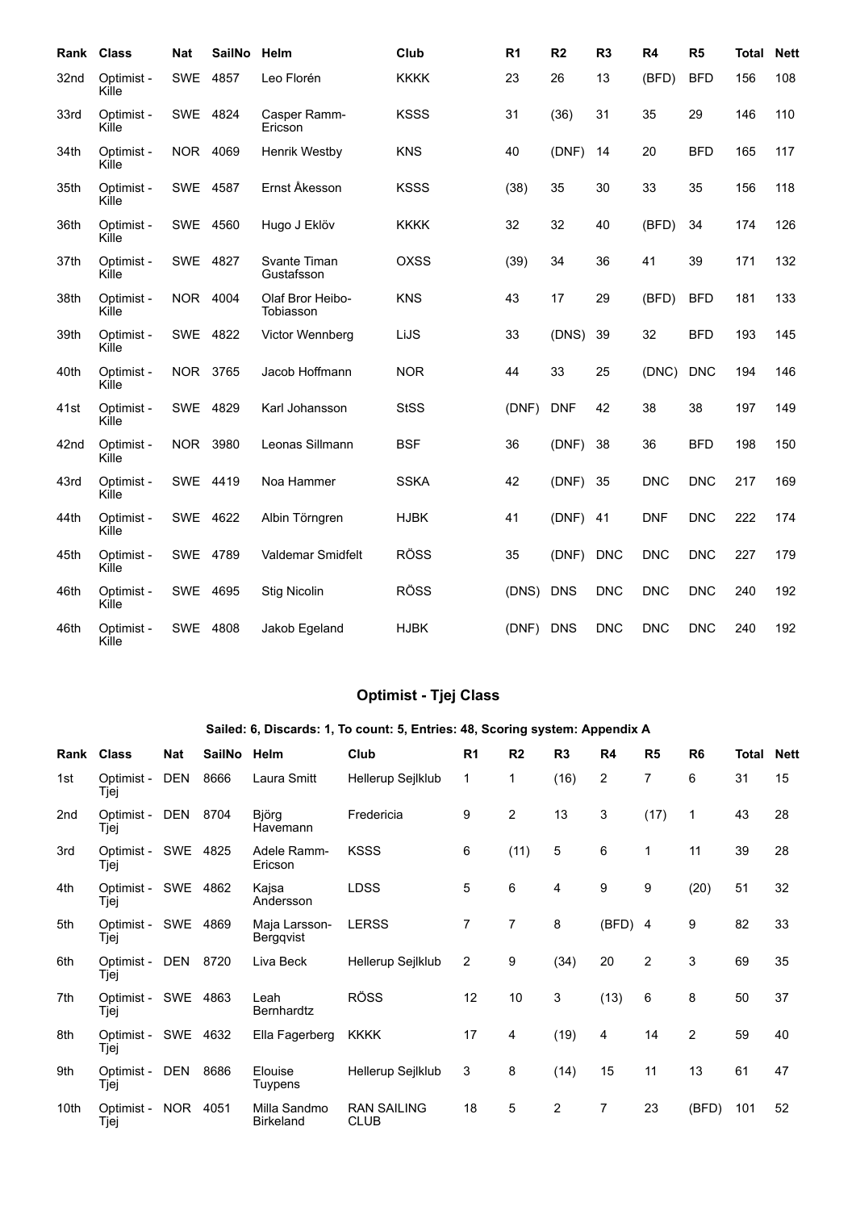| Rank | Class | Nat | SailNo | Helm | Club | R1 | R2 | R3 | R4 | R5 | Total | Nett |
|---|---|---|---|---|---|---|---|---|---|---|---|---|
| 32nd | Optimist - Kille | SWE | 4857 | Leo Florén | KKKK | 23 | 26 | 13 | (BFD) | BFD | 156 | 108 |
| 33rd | Optimist - Kille | SWE | 4824 | Casper Ramm-Ericson | KSSS | 31 | (36) | 31 | 35 | 29 | 146 | 110 |
| 34th | Optimist - Kille | NOR | 4069 | Henrik Westby | KNS | 40 | (DNF) | 14 | 20 | BFD | 165 | 117 |
| 35th | Optimist - Kille | SWE | 4587 | Ernst Åkesson | KSSS | (38) | 35 | 30 | 33 | 35 | 156 | 118 |
| 36th | Optimist - Kille | SWE | 4560 | Hugo J Eklöv | KKKK | 32 | 32 | 40 | (BFD) | 34 | 174 | 126 |
| 37th | Optimist - Kille | SWE | 4827 | Svante Timan Gustafsson | OXSS | (39) | 34 | 36 | 41 | 39 | 171 | 132 |
| 38th | Optimist - Kille | NOR | 4004 | Olaf Bror Heibo-Tobiasson | KNS | 43 | 17 | 29 | (BFD) | BFD | 181 | 133 |
| 39th | Optimist - Kille | SWE | 4822 | Victor Wennberg | LiJS | 33 | (DNS) | 39 | 32 | BFD | 193 | 145 |
| 40th | Optimist - Kille | NOR | 3765 | Jacob Hoffmann | NOR | 44 | 33 | 25 | (DNC) | DNC | 194 | 146 |
| 41st | Optimist - Kille | SWE | 4829 | Karl Johansson | StSS | (DNF) | DNF | 42 | 38 | 38 | 197 | 149 |
| 42nd | Optimist - Kille | NOR | 3980 | Leonas Sillmann | BSF | 36 | (DNF) | 38 | 36 | BFD | 198 | 150 |
| 43rd | Optimist - Kille | SWE | 4419 | Noa Hammer | SSKA | 42 | (DNF) | 35 | DNC | DNC | 217 | 169 |
| 44th | Optimist - Kille | SWE | 4622 | Albin Törngren | HJBK | 41 | (DNF) | 41 | DNF | DNC | 222 | 174 |
| 45th | Optimist - Kille | SWE | 4789 | Valdemar Smidfelt | RÖSS | 35 | (DNF) | DNC | DNC | DNC | 227 | 179 |
| 46th | Optimist - Kille | SWE | 4695 | Stig Nicolin | RÖSS | (DNS) | DNS | DNC | DNC | DNC | 240 | 192 |
| 46th | Optimist - Kille | SWE | 4808 | Jakob Egeland | HJBK | (DNF) | DNS | DNC | DNC | DNC | 240 | 192 |

## Optimist - Tjej Class

### Sailed: 6, Discards: 1, To count: 5, Entries: 48, Scoring system: Appendix A

| Rank | Class | Nat | SailNo | Helm | Club | R1 | R2 | R3 | R4 | R5 | R6 | Total | Nett |
|---|---|---|---|---|---|---|---|---|---|---|---|---|---|
| 1st | Optimist - Tjej | DEN | 8666 | Laura Smitt | Hellerup Sejlklub | 1 | 1 | (16) | 2 | 7 | 6 | 31 | 15 |
| 2nd | Optimist - Tjej | DEN | 8704 | Björg Havemann | Fredericia | 9 | 2 | 13 | 3 | (17) | 1 | 43 | 28 |
| 3rd | Optimist - Tjej | SWE | 4825 | Adele Ramm-Ericson | KSSS | 6 | (11) | 5 | 6 | 1 | 11 | 39 | 28 |
| 4th | Optimist - Tjej | SWE | 4862 | Kajsa Andersson | LDSS | 5 | 6 | 4 | 9 | 9 | (20) | 51 | 32 |
| 5th | Optimist - Tjej | SWE | 4869 | Maja Larsson-Bergqvist | LERSS | 7 | 7 | 8 | (BFD) | 4 | 9 | 82 | 33 |
| 6th | Optimist - Tjej | DEN | 8720 | Liva Beck | Hellerup Sejlklub | 2 | 9 | (34) | 20 | 2 | 3 | 69 | 35 |
| 7th | Optimist - Tjej | SWE | 4863 | Leah Bernhardtz | RÖSS | 12 | 10 | 3 | (13) | 6 | 8 | 50 | 37 |
| 8th | Optimist - Tjej | SWE | 4632 | Ella Fagerberg | KKKK | 17 | 4 | (19) | 4 | 14 | 2 | 59 | 40 |
| 9th | Optimist - Tjej | DEN | 8686 | Elouise Tuypens | Hellerup Sejlklub | 3 | 8 | (14) | 15 | 11 | 13 | 61 | 47 |
| 10th | Optimist - Tjej | NOR | 4051 | Milla Sandmo Birkeland | RAN SAILING CLUB | 18 | 5 | 2 | 7 | 23 | (BFD) | 101 | 52 |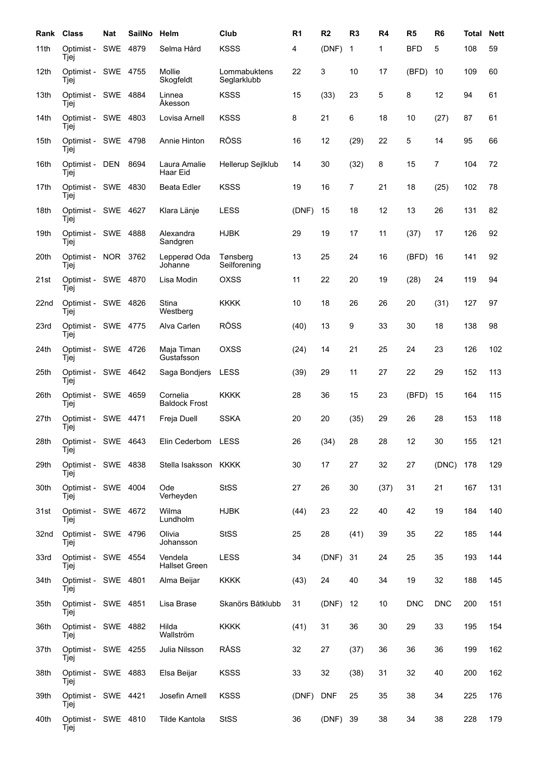| Rank | Class | Nat | SailNo | Helm | Club | R1 | R2 | R3 | R4 | R5 | R6 | Total | Nett |
|---|---|---|---|---|---|---|---|---|---|---|---|---|---|
| 11th | Optimist - Tjej | SWE | 4879 | Selma Hård | KSSS | 4 | (DNF) | 1 | 1 | BFD | 5 | 108 | 59 |
| 12th | Optimist - Tjej | SWE | 4755 | Mollie Skogfeldt | Lommabuktens Seglarklubb | 22 | 3 | 10 | 17 | (BFD) | 10 | 109 | 60 |
| 13th | Optimist - Tjej | SWE | 4884 | Linnea Åkesson | KSSS | 15 | (33) | 23 | 5 | 8 | 12 | 94 | 61 |
| 14th | Optimist - Tjej | SWE | 4803 | Lovisa Arnell | KSSS | 8 | 21 | 6 | 18 | 10 | (27) | 87 | 61 |
| 15th | Optimist - Tjej | SWE | 4798 | Annie Hinton | RÖSS | 16 | 12 | (29) | 22 | 5 | 14 | 95 | 66 |
| 16th | Optimist - Tjej | DEN | 8694 | Laura Amalie Haar Eid | Hellerup Sejlklub | 14 | 30 | (32) | 8 | 15 | 7 | 104 | 72 |
| 17th | Optimist - Tjej | SWE | 4830 | Beata Edler | KSSS | 19 | 16 | 7 | 21 | 18 | (25) | 102 | 78 |
| 18th | Optimist - Tjej | SWE | 4627 | Klara Länje | LESS | (DNF) | 15 | 18 | 12 | 13 | 26 | 131 | 82 |
| 19th | Optimist - Tjej | SWE | 4888 | Alexandra Sandgren | HJBK | 29 | 19 | 17 | 11 | (37) | 17 | 126 | 92 |
| 20th | Optimist - Tjej | NOR | 3762 | Lepperød Oda Johanne | Tønsberg Seilforening | 13 | 25 | 24 | 16 | (BFD) | 16 | 141 | 92 |
| 21st | Optimist - Tjej | SWE | 4870 | Lisa Modin | OXSS | 11 | 22 | 20 | 19 | (28) | 24 | 119 | 94 |
| 22nd | Optimist - Tjej | SWE | 4826 | Stina Westberg | KKKK | 10 | 18 | 26 | 26 | 20 | (31) | 127 | 97 |
| 23rd | Optimist - Tjej | SWE | 4775 | Alva Carlen | RÖSS | (40) | 13 | 9 | 33 | 30 | 18 | 138 | 98 |
| 24th | Optimist - Tjej | SWE | 4726 | Maja Timan Gustafsson | OXSS | (24) | 14 | 21 | 25 | 24 | 23 | 126 | 102 |
| 25th | Optimist - Tjej | SWE | 4642 | Saga Bondjers | LESS | (39) | 29 | 11 | 27 | 22 | 29 | 152 | 113 |
| 26th | Optimist - Tjej | SWE | 4659 | Cornelia Baldock Frost | KKKK | 28 | 36 | 15 | 23 | (BFD) | 15 | 164 | 115 |
| 27th | Optimist - Tjej | SWE | 4471 | Freja Duell | SSKA | 20 | 20 | (35) | 29 | 26 | 28 | 153 | 118 |
| 28th | Optimist - Tjej | SWE | 4643 | Elin Cederbom | LESS | 26 | (34) | 28 | 28 | 12 | 30 | 155 | 121 |
| 29th | Optimist - Tjej | SWE | 4838 | Stella Isaksson | KKKK | 30 | 17 | 27 | 32 | 27 | (DNC) | 178 | 129 |
| 30th | Optimist - Tjej | SWE | 4004 | Ode Verheyden | StSS | 27 | 26 | 30 | (37) | 31 | 21 | 167 | 131 |
| 31st | Optimist - Tjej | SWE | 4672 | Wilma Lundholm | HJBK | (44) | 23 | 22 | 40 | 42 | 19 | 184 | 140 |
| 32nd | Optimist - Tjej | SWE | 4796 | Olivia Johansson | StSS | 25 | 28 | (41) | 39 | 35 | 22 | 185 | 144 |
| 33rd | Optimist - Tjej | SWE | 4554 | Vendela Hallset Green | LESS | 34 | (DNF) | 31 | 24 | 25 | 35 | 193 | 144 |
| 34th | Optimist - Tjej | SWE | 4801 | Alma Beijar | KKKK | (43) | 24 | 40 | 34 | 19 | 32 | 188 | 145 |
| 35th | Optimist - Tjej | SWE | 4851 | Lisa Brase | Skanörs Båtklubb | 31 | (DNF) | 12 | 10 | DNC | DNC | 200 | 151 |
| 36th | Optimist - Tjej | SWE | 4882 | Hilda Wallström | KKKK | (41) | 31 | 36 | 30 | 29 | 33 | 195 | 154 |
| 37th | Optimist - Tjej | SWE | 4255 | Julia Nilsson | RÅSS | 32 | 27 | (37) | 36 | 36 | 36 | 199 | 162 |
| 38th | Optimist - Tjej | SWE | 4883 | Elsa Beijar | KSSS | 33 | 32 | (38) | 31 | 32 | 40 | 200 | 162 |
| 39th | Optimist - Tjej | SWE | 4421 | Josefin Arnell | KSSS | (DNF) | DNF | 25 | 35 | 38 | 34 | 225 | 176 |
| 40th | Optimist - Tjej | SWE | 4810 | Tilde Kantola | StSS | 36 | (DNF) | 39 | 38 | 34 | 38 | 228 | 179 |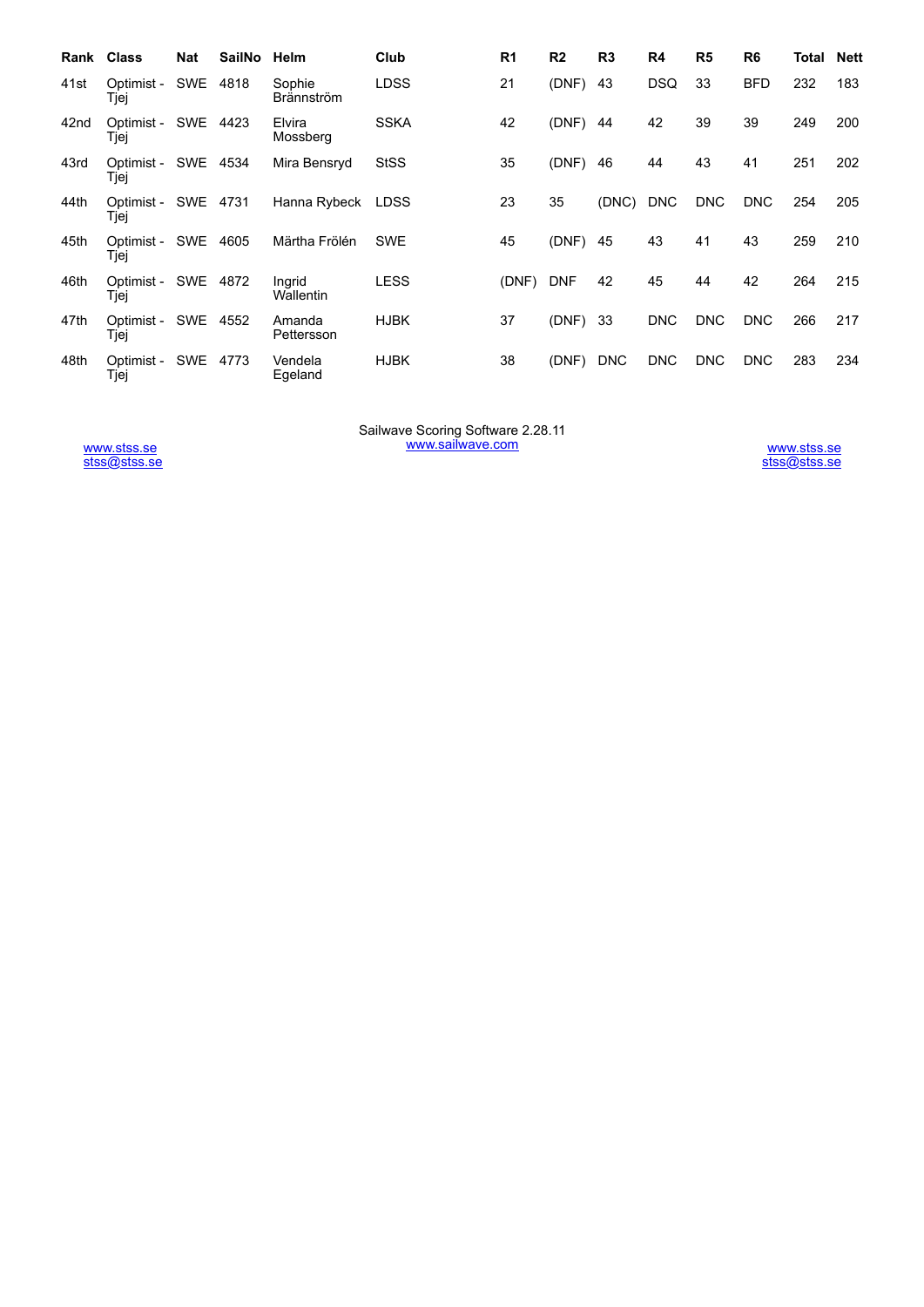| Rank | Class | Nat | SailNo | Helm | Club | R1 | R2 | R3 | R4 | R5 | R6 | Total | Nett |
|---|---|---|---|---|---|---|---|---|---|---|---|---|---|
| 41st | Optimist - Tjej | SWE | 4818 | Sophie Brännström | LDSS | 21 | (DNF) | 43 | DSQ | 33 | BFD | 232 | 183 |
| 42nd | Optimist - Tjej | SWE | 4423 | Elvira Mossberg | SSKA | 42 | (DNF) | 44 | 42 | 39 | 39 | 249 | 200 |
| 43rd | Optimist - Tjej | SWE | 4534 | Mira Bensryd | StSS | 35 | (DNF) | 46 | 44 | 43 | 41 | 251 | 202 |
| 44th | Optimist - Tjej | SWE | 4731 | Hanna Rybeck | LDSS | 23 | 35 | (DNC) | DNC | DNC | DNC | 254 | 205 |
| 45th | Optimist - Tjej | SWE | 4605 | Märtha Frölén | SWE | 45 | (DNF) | 45 | 43 | 41 | 43 | 259 | 210 |
| 46th | Optimist - Tjej | SWE | 4872 | Ingrid Wallentin | LESS | (DNF) | DNF | 42 | 45 | 44 | 42 | 264 | 215 |
| 47th | Optimist - Tjej | SWE | 4552 | Amanda Pettersson | HJBK | 37 | (DNF) | 33 | DNC | DNC | DNC | 266 | 217 |
| 48th | Optimist - Tjej | SWE | 4773 | Vendela Egeland | HJBK | 38 | (DNF) | DNC | DNC | DNC | DNC | 283 | 234 |

www.stss.se
stss@stss.se

Sailwave Scoring Software 2.28.11
www.sailwave.com

www.stss.se
stss@stss.se